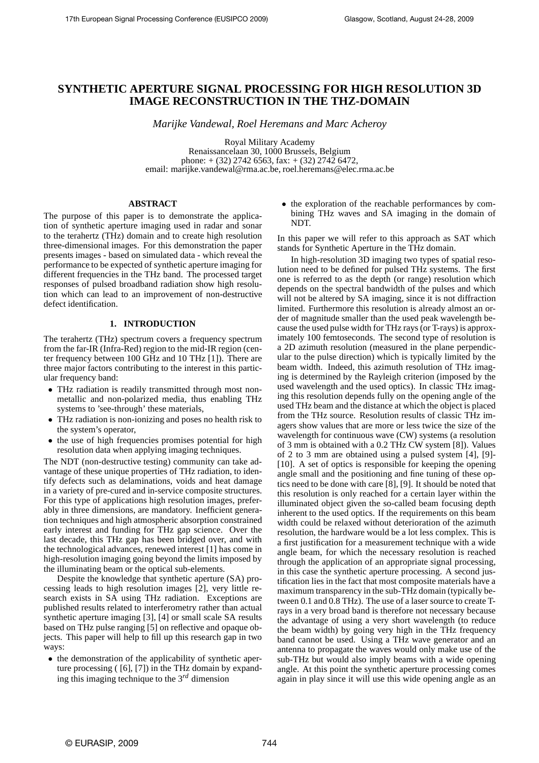# SYNTHETIC APERTURE SIGNAL PROCESSING FOR HIGH RESOLUTION 3D IMAGE RECONSTRUCTION IN THE THZ-DOMAIN

*Marijke Vandewal, Roel Heremans and Marc Acheroy*

Royal Military Academy
Renaissancelaan 30, 1000 Brussels, Belgium
phone: + (32) 2742 6563, fax: + (32) 2742 6472,
email: marijke.vandewal@rma.ac.be, roel.heremans@elec.rma.ac.be

## ABSTRACT

The purpose of this paper is to demonstrate the application of synthetic aperture imaging used in radar and sonar to the terahertz (THz) domain and to create high resolution three-dimensional images. For this demonstration the paper presents images - based on simulated data - which reveal the performance to be expected of synthetic aperture imaging for different frequencies in the THz band. The processed target responses of pulsed broadband radiation show high resolution which can lead to an improvement of non-destructive defect identification.

## 1. INTRODUCTION

The terahertz (THz) spectrum covers a frequency spectrum from the far-IR (Infra-Red) region to the mid-IR region (center frequency between 100 GHz and 10 THz [1]). There are three major factors contributing to the interest in this particular frequency band:

- THz radiation is readily transmitted through most non-metallic and non-polarized media, thus enabling THz systems to 'see-through' these materials,
- THz radiation is non-ionizing and poses no health risk to the system's operator,
- the use of high frequencies promises potential for high resolution data when applying imaging techniques.

The NDT (non-destructive testing) community can take advantage of these unique properties of THz radiation, to identify defects such as delaminations, voids and heat damage in a variety of pre-cured and in-service composite structures. For this type of applications high resolution images, preferably in three dimensions, are mandatory. Inefficient generation techniques and high atmospheric absorption constrained early interest and funding for THz gap science. Over the last decade, this THz gap has been bridged over, and with the technological advances, renewed interest [1] has come in high-resolution imaging going beyond the limits imposed by the illuminating beam or the optical sub-elements.

Despite the knowledge that synthetic aperture (SA) processing leads to high resolution images [2], very little research exists in SA using THz radiation. Exceptions are published results related to interferometry rather than actual synthetic aperture imaging [3], [4] or small scale SA results based on THz pulse ranging [5] on reflective and opaque objects. This paper will help to fill up this research gap in two ways:

- the demonstration of the applicability of synthetic aperture processing ( [6], [7]) in the THz domain by expanding this imaging technique to the $3^{rd}$ dimension
- the exploration of the reachable performances by combining THz waves and SA imaging in the domain of NDT.

In this paper we will refer to this approach as SAT which stands for Synthetic Aperture in the THz domain.

In high-resolution 3D imaging two types of spatial resolution need to be defined for pulsed THz systems. The first one is referred to as the depth (or range) resolution which depends on the spectral bandwidth of the pulses and which will not be altered by SA imaging, since it is not diffraction limited. Furthermore this resolution is already almost an order of magnitude smaller than the used peak wavelength because the used pulse width for THz rays (or T-rays) is approximately 100 femtoseconds. The second type of resolution is a 2D azimuth resolution (measured in the plane perpendicular to the pulse direction) which is typically limited by the beam width. Indeed, this azimuth resolution of THz imaging is determined by the Rayleigh criterion (imposed by the used wavelength and the used optics). In classic THz imaging this resolution depends fully on the opening angle of the used THz beam and the distance at which the object is placed from the THz source. Resolution results of classic THz imagers show values that are more or less twice the size of the wavelength for continuous wave (CW) systems (a resolution of 3 mm is obtained with a 0.2 THz CW system [8]). Values of 2 to 3 mm are obtained using a pulsed system [4], [9]-[10]. A set of optics is responsible for keeping the opening angle small and the positioning and fine tuning of these optics need to be done with care [8], [9]. It should be noted that this resolution is only reached for a certain layer within the illuminated object given the so-called beam focusing depth inherent to the used optics. If the requirements on this beam width could be relaxed without deterioration of the azimuth resolution, the hardware would be a lot less complex. This is a first justification for a measurement technique with a wide angle beam, for which the necessary resolution is reached through the application of an appropriate signal processing, in this case the synthetic aperture processing. A second justification lies in the fact that most composite materials have a maximum transparency in the sub-THz domain (typically between 0.1 and 0.8 THz). The use of a laser source to create T-rays in a very broad band is therefore not necessary because the advantage of using a very short wavelength (to reduce the beam width) by going very high in the THz frequency band cannot be used. Using a THz wave generator and an antenna to propagate the waves would only make use of the sub-THz but would also imply beams with a wide opening angle. At this point the synthetic aperture processing comes again in play since it will use this wide opening angle as an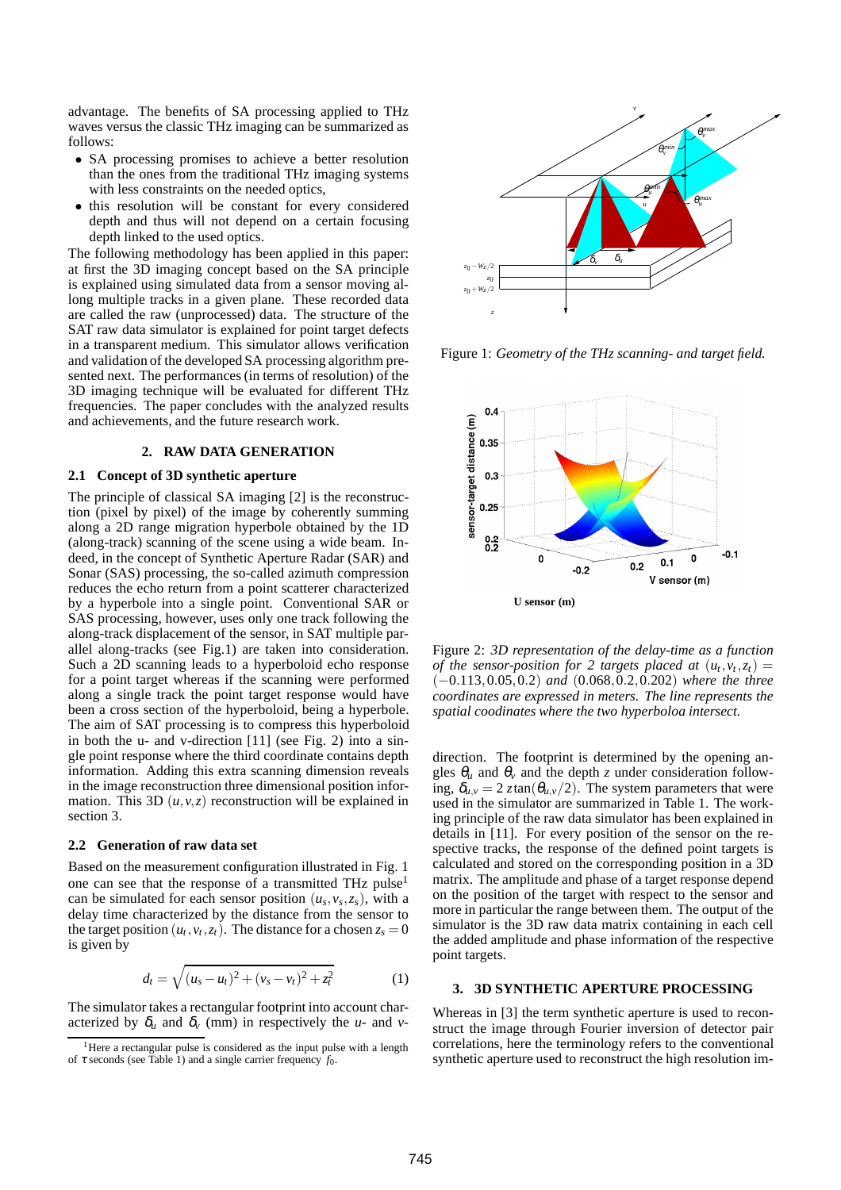advantage. The benefits of SA processing applied to THz waves versus the classic THz imaging can be summarized as follows:

- SA processing promises to achieve a better resolution than the ones from the traditional THz imaging systems with less constraints on the needed optics,
- this resolution will be constant for every considered depth and thus will not depend on a certain focusing depth linked to the used optics.

The following methodology has been applied in this paper: at first the 3D imaging concept based on the SA principle is explained using simulated data from a sensor moving along multiple tracks in a given plane. These recorded data are called the raw (unprocessed) data. The structure of the SAT raw data simulator is explained for point target defects in a transparent medium. This simulator allows verification and validation of the developed SA processing algorithm presented next. The performances (in terms of resolution) of the 3D imaging technique will be evaluated for different THz frequencies. The paper concludes with the analyzed results and achievements, and the future research work.

## 2. RAW DATA GENERATION

### 2.1 Concept of 3D synthetic aperture

The principle of classical SA imaging [2] is the reconstruction (pixel by pixel) of the image by coherently summing along a 2D range migration hyperbole obtained by the 1D (along-track) scanning of the scene using a wide beam. Indeed, in the concept of Synthetic Aperture Radar (SAR) and Sonar (SAS) processing, the so-called azimuth compression reduces the echo return from a point scatterer characterized by a hyperbole into a single point. Conventional SAR or SAS processing, however, uses only one track following the along-track displacement of the sensor, in SAT multiple parallel along-tracks (see Fig.1) are taken into consideration. Such a 2D scanning leads to a hyperboloid echo response for a point target whereas if the scanning were performed along a single track the point target response would have been a cross section of the hyperboloid, being a hyperbole. The aim of SAT processing is to compress this hyperboloid in both the u- and v-direction [11] (see Fig. 2) into a single point response where the third coordinate contains depth information. Adding this extra scanning dimension reveals in the image reconstruction three dimensional position information. This 3D $(u,v,z)$ reconstruction will be explained in section 3.

### 2.2 Generation of raw data set

Based on the measurement configuration illustrated in Fig. 1 one can see that the response of a transmitted THz pulse[1] can be simulated for each sensor position $(u_s, v_s, z_s)$, with a delay time characterized by the distance from the sensor to the target position $(u_t, v_t, z_t)$. The distance for a chosen $z_s = 0$ is given by

$$d_t = \sqrt{(u_s - u_t)^2 + (v_s - v_t)^2 + z_t^2} \tag{1}$$

The simulator takes a rectangular footprint into account characterized by $\delta_u$ and $\delta_v$ (mm) in respectively the *u*- and *v*-direction. The footprint is determined by the opening angles $\theta_u$ and $\theta_v$ and the depth $z$ under consideration following, $\delta_{u,v} = 2\,z\tan(\theta_{u,v}/2)$. The system parameters that were used in the simulator are summarized in Table 1. The working principle of the raw data simulator has been explained in details in [11]. For every position of the sensor on the respective tracks, the response of the defined point targets is calculated and stored on the corresponding position in a 3D matrix. The amplitude and phase of a target response depend on the position of the target with respect to the sensor and more in particular the range between them. The output of the simulator is the 3D raw data matrix containing in each cell the added amplitude and phase information of the respective point targets.

[1] Here a rectangular pulse is considered as the input pulse with a length of $\tau$ seconds (see Table 1) and a single carrier frequency $f_0$.

Figure 1: *Geometry of the THz scanning- and target field.*

Figure 2: *3D representation of the delay-time as a function of the sensor-position for 2 targets placed at* $(u_t, v_t, z_t) = (-0.113, 0.05, 0.2)$ *and* $(0.068, 0.2, 0.202)$ *where the three coordinates are expressed in meters. The line represents the spatial coodinates where the two hyperboloa intersect.*

## 3. 3D SYNTHETIC APERTURE PROCESSING

Whereas in [3] the term synthetic aperture is used to reconstruct the image through Fourier inversion of detector pair correlations, here the terminology refers to the conventional synthetic aperture used to reconstruct the high resolution im-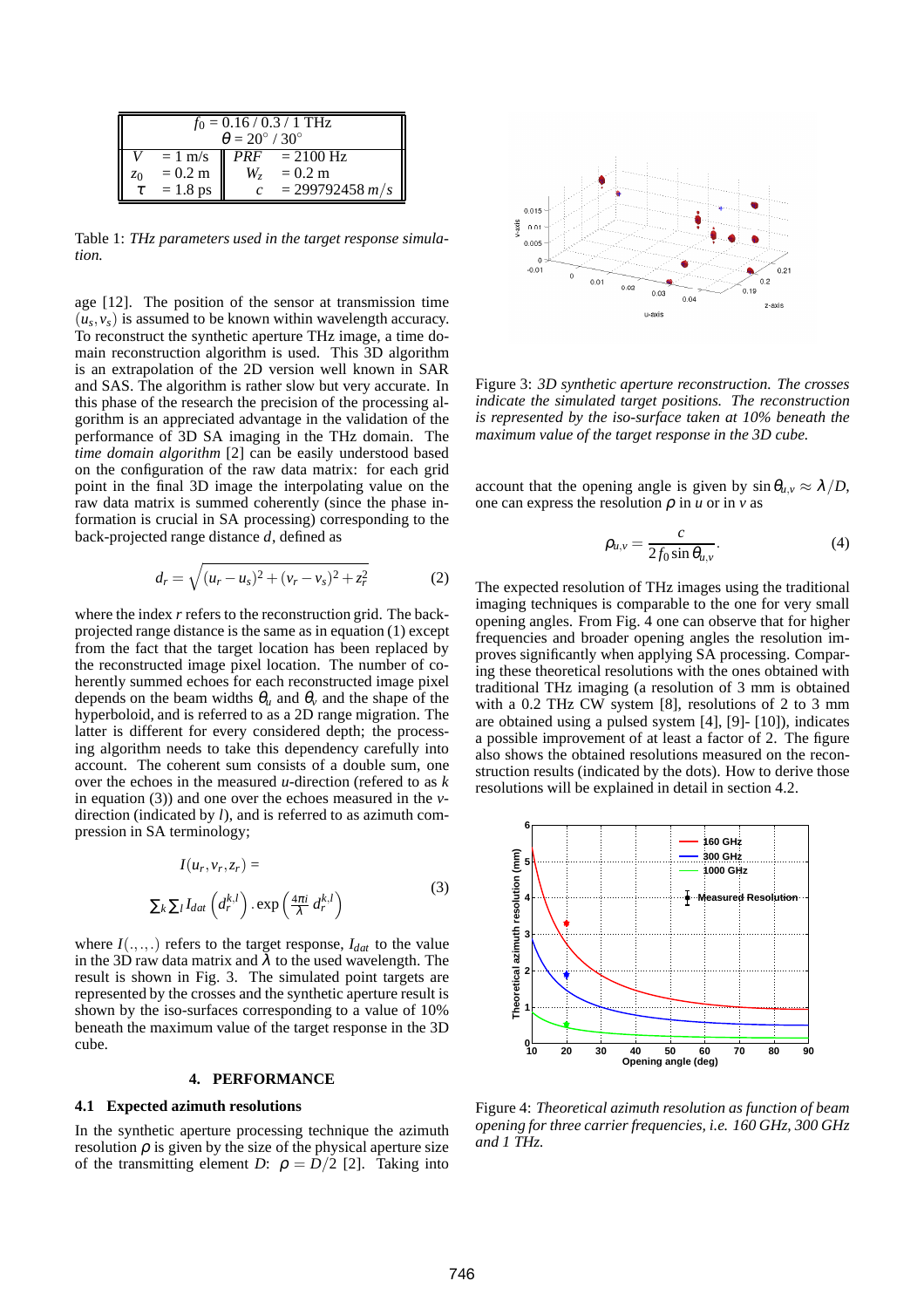| $f_0$ = 0.16 / 0.3 / 1 THz | | | |
|---|---|---|---|
| $\theta$ = 20° / 30° | | | |
| $V$ | = 1 m/s | $PRF$ | = 2100 Hz |
| $z_0$ | = 0.2 m | $W_z$ | = 0.2 m |
| $\tau$ | = 1.8 ps | $c$ | = 299792458 $m/s$ |

Table 1: *THz parameters used in the target response simulation.*

age [12]. The position of the sensor at transmission time $(u_s, v_s)$ is assumed to be known within wavelength accuracy. To reconstruct the synthetic aperture THz image, a time domain reconstruction algorithm is used. This 3D algorithm is an extrapolation of the 2D version well known in SAR and SAS. The algorithm is rather slow but very accurate. In this phase of the research the precision of the processing algorithm is an appreciated advantage in the validation of the performance of 3D SA imaging in the THz domain. The *time domain algorithm* [2] can be easily understood based on the configuration of the raw data matrix: for each grid point in the final 3D image the interpolating value on the raw data matrix is summed coherently (since the phase information is crucial in SA processing) corresponding to the back-projected range distance $d$, defined as

$$d_r = \sqrt{(u_r - u_s)^2 + (v_r - v_s)^2 + z_r^2} \tag{2}$$

where the index $r$ refers to the reconstruction grid. The back-projected range distance is the same as in equation (1) except from the fact that the target location has been replaced by the reconstructed image pixel location. The number of coherently summed echoes for each reconstructed image pixel depends on the beam widths $\theta_u$ and $\theta_v$ and the shape of the hyperboloid, and is referred to as a 2D range migration. The latter is different for every considered depth; the processing algorithm needs to take this dependency carefully into account. The coherent sum consists of a double sum, one over the echoes in the measured $u$-direction (refered to as $k$ in equation (3)) and one over the echoes measured in the $v$-direction (indicated by $l$), and is referred to as azimuth compression in SA terminology;

$$I(u_r, v_r, z_r) = \sum_k \sum_l I_{dat}\left(d_r^{k,l}\right) . \exp\left(\frac{4\pi i}{\lambda}\, d_r^{k,l}\right) \tag{3}$$

where $I(.,.,.)$ refers to the target response, $I_{dat}$ to the value in the 3D raw data matrix and $\lambda$ to the used wavelength. The result is shown in Fig. 3. The simulated point targets are represented by the crosses and the synthetic aperture result is shown by the iso-surfaces corresponding to a value of 10% beneath the maximum value of the target response in the 3D cube.

Figure 3: *3D synthetic aperture reconstruction. The crosses indicate the simulated target positions. The reconstruction is represented by the iso-surface taken at 10% beneath the maximum value of the target response in the 3D cube.*

## 4. PERFORMANCE

### 4.1 Expected azimuth resolutions

In the synthetic aperture processing technique the azimuth resolution $\rho$ is given by the size of the physical aperture size of the transmitting element $D$: $\rho = D/2$ [2]. Taking into account that the opening angle is given by $\sin\theta_{u,v} \approx \lambda/D$, one can express the resolution $\rho$ in $u$ or in $v$ as

$$\rho_{u,v} = \frac{c}{2 f_0 \sin\theta_{u,v}}. \tag{4}$$

The expected resolution of THz images using the traditional imaging techniques is comparable to the one for very small opening angles. From Fig. 4 one can observe that for higher frequencies and broader opening angles the resolution improves significantly when applying SA processing. Comparing these theoretical resolutions with the ones obtained with traditional THz imaging (a resolution of 3 mm is obtained with a 0.2 THz CW system [8], resolutions of 2 to 3 mm are obtained using a pulsed system [4], [9]- [10]), indicates a possible improvement of at least a factor of 2. The figure also shows the obtained resolutions measured on the reconstruction results (indicated by the dots). How to derive those resolutions will be explained in detail in section 4.2.

Figure 4: *Theoretical azimuth resolution as function of beam opening for three carrier frequencies, i.e. 160 GHz, 300 GHz and 1 THz.*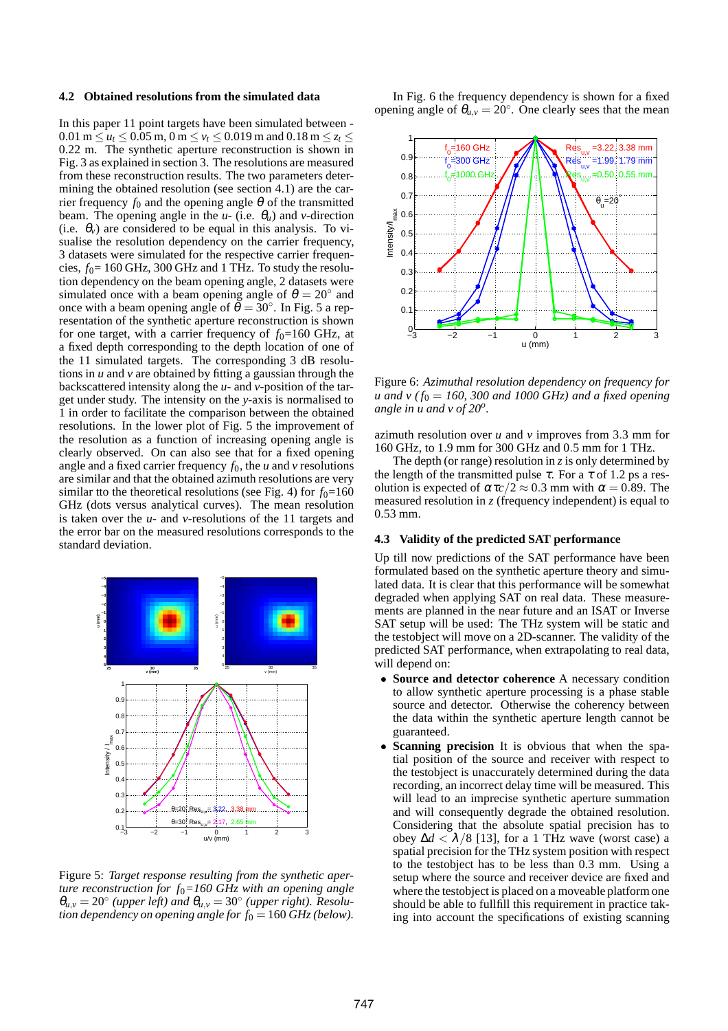### 4.2 Obtained resolutions from the simulated data

In this paper 11 point targets have been simulated between - $0.01\,\text{m} \leq u_t \leq 0.05\,\text{m}$, $0\,\text{m} \leq v_t \leq 0.019\,\text{m}$ and $0.18\,\text{m} \leq z_t \leq 0.22$ m. The synthetic aperture reconstruction is shown in Fig. 3 as explained in section 3. The resolutions are measured from these reconstruction results. The two parameters determining the obtained resolution (see section 4.1) are the carrier frequency $f_0$ and the opening angle $\theta$ of the transmitted beam. The opening angle in the $u$- (i.e. $\theta_u$) and $v$-direction (i.e. $\theta_v$) are considered to be equal in this analysis. To visualise the resolution dependency on the carrier frequency, 3 datasets were simulated for the respective carrier frequencies, $f_0$= 160 GHz, 300 GHz and 1 THz. To study the resolution dependency on the beam opening angle, 2 datasets were simulated once with a beam opening angle of $\theta = 20°$ and once with a beam opening angle of $\theta = 30°$. In Fig. 5 a representation of the synthetic aperture reconstruction is shown for one target, with a carrier frequency of $f_0$=160 GHz, at a fixed depth corresponding to the depth location of one of the 11 simulated targets. The corresponding 3 dB resolutions in $u$ and $v$ are obtained by fitting a gaussian through the backscattered intensity along the $u$- and $v$-position of the target under study. The intensity on the $y$-axis is normalised to 1 in order to facilitate the comparison between the obtained resolutions. In the lower plot of Fig. 5 the improvement of the resolution as a function of increasing opening angle is clearly observed. On can also see that for a fixed opening angle and a fixed carrier frequency $f_0$, the $u$ and $v$ resolutions are similar and that the obtained azimuth resolutions are very similar tto the theoretical resolutions (see Fig. 4) for $f_0$=160 GHz (dots versus analytical curves). The mean resolution is taken over the $u$- and $v$-resolutions of the 11 targets and the error bar on the measured resolutions corresponds to the standard deviation.

Figure 5: *Target response resulting from the synthetic aperture reconstruction for $f_0$=160 GHz with an opening angle $\theta_{u,v} = 20°$ (upper left) and $\theta_{u,v} = 30°$ (upper right). Resolution dependency on opening angle for $f_0 = 160$ GHz (below).*

In Fig. 6 the frequency dependency is shown for a fixed opening angle of $\theta_{u,v} = 20°$. One clearly sees that the mean azimuth resolution over $u$ and $v$ improves from 3.3 mm for 160 GHz, to 1.9 mm for 300 GHz and 0.5 mm for 1 THz.

Figure 6: *Azimuthal resolution dependency on frequency for $u$ and $v$ ($f_0$ = 160, 300 and 1000 GHz) and a fixed opening angle in $u$ and $v$ of $20^o$.*

The depth (or range) resolution in $z$ is only determined by the length of the transmitted pulse $\tau$. For a $\tau$ of 1.2 ps a resolution is expected of $\alpha\tau c/2 \approx 0.3$ mm with $\alpha = 0.89$. The measured resolution in $z$ (frequency independent) is equal to 0.53 mm.

### 4.3 Validity of the predicted SAT performance

Up till now predictions of the SAT performance have been formulated based on the synthetic aperture theory and simulated data. It is clear that this performance will be somewhat degraded when applying SAT on real data. These measurements are planned in the near future and an ISAT or Inverse SAT setup will be used: The THz system will be static and the testobject will move on a 2D-scanner. The validity of the predicted SAT performance, when extrapolating to real data, will depend on:

- **Source and detector coherence** A necessary condition to allow synthetic aperture processing is a phase stable source and detector. Otherwise the coherency between the data within the synthetic aperture length cannot be guaranteed.
- **Scanning precision** It is obvious that when the spatial position of the source and receiver with respect to the testobject is unaccurately determined during the data recording, an incorrect delay time will be measured. This will lead to an imprecise synthetic aperture summation and will consequently degrade the obtained resolution. Considering that the absolute spatial precision has to obey $\Delta d < \lambda/8$ [13], for a 1 THz wave (worst case) a spatial precision for the THz system position with respect to the testobject has to be less than 0.3 mm. Using a setup where the source and receiver device are fixed and where the testobject is placed on a moveable platform one should be able to fullfill this requirement in practice taking into account the specifications of existing scanning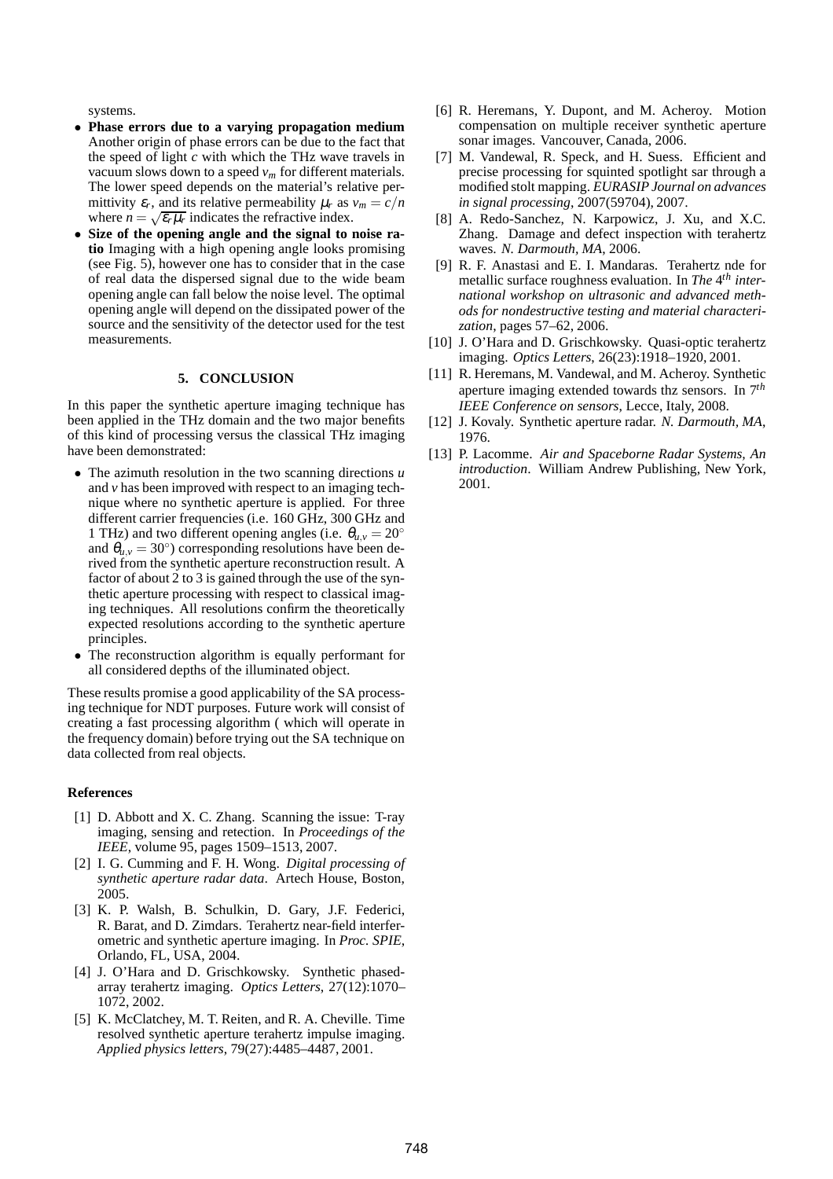systems.

- **Phase errors due to a varying propagation medium** Another origin of phase errors can be due to the fact that the speed of light $c$ with which the THz wave travels in vacuum slows down to a speed $v_m$ for different materials. The lower speed depends on the material's relative permittivity $\varepsilon_r$, and its relative permeability $\mu_r$ as $v_m = c/n$ where $n = \sqrt{\varepsilon_r \mu_r}$ indicates the refractive index.
- **Size of the opening angle and the signal to noise ratio** Imaging with a high opening angle looks promising (see Fig. 5), however one has to consider that in the case of real data the dispersed signal due to the wide beam opening angle can fall below the noise level. The optimal opening angle will depend on the dissipated power of the source and the sensitivity of the detector used for the test measurements.

## 5. CONCLUSION

In this paper the synthetic aperture imaging technique has been applied in the THz domain and the two major benefits of this kind of processing versus the classical THz imaging have been demonstrated:

- The azimuth resolution in the two scanning directions $u$ and $v$ has been improved with respect to an imaging technique where no synthetic aperture is applied. For three different carrier frequencies (i.e. 160 GHz, 300 GHz and 1 THz) and two different opening angles (i.e. $\theta_{u,v} = 20^\circ$ and $\theta_{u,v} = 30^\circ$) corresponding resolutions have been derived from the synthetic aperture reconstruction result. A factor of about 2 to 3 is gained through the use of the synthetic aperture processing with respect to classical imaging techniques. All resolutions confirm the theoretically expected resolutions according to the synthetic aperture principles.
- The reconstruction algorithm is equally performant for all considered depths of the illuminated object.

These results promise a good applicability of the SA processing technique for NDT purposes. Future work will consist of creating a fast processing algorithm ( which will operate in the frequency domain) before trying out the SA technique on data collected from real objects.

### References

[1] D. Abbott and X. C. Zhang. Scanning the issue: T-ray imaging, sensing and retection. In *Proceedings of the IEEE*, volume 95, pages 1509–1513, 2007.

[2] I. G. Cumming and F. H. Wong. *Digital processing of synthetic aperture radar data*. Artech House, Boston, 2005.

[3] K. P. Walsh, B. Schulkin, D. Gary, J.F. Federici, R. Barat, and D. Zimdars. Terahertz near-field interferometric and synthetic aperture imaging. In *Proc. SPIE*, Orlando, FL, USA, 2004.

[4] J. O'Hara and D. Grischkowsky. Synthetic phased-array terahertz imaging. *Optics Letters*, 27(12):1070–1072, 2002.

[5] K. McClatchey, M. T. Reiten, and R. A. Cheville. Time resolved synthetic aperture terahertz impulse imaging. *Applied physics letters*, 79(27):4485–4487, 2001.

[6] R. Heremans, Y. Dupont, and M. Acheroy. Motion compensation on multiple receiver synthetic aperture sonar images. Vancouver, Canada, 2006.

[7] M. Vandewal, R. Speck, and H. Suess. Efficient and precise processing for squinted spotlight sar through a modified stolt mapping. *EURASIP Journal on advances in signal processing*, 2007(59704), 2007.

[8] A. Redo-Sanchez, N. Karpowicz, J. Xu, and X.C. Zhang. Damage and defect inspection with terahertz waves. *N. Darmouth, MA*, 2006.

[9] R. F. Anastasi and E. I. Mandaras. Terahertz nde for metallic surface roughness evaluation. In *The 4$^{th}$ international workshop on ultrasonic and advanced methods for nondestructive testing and material characterization*, pages 57–62, 2006.

[10] J. O'Hara and D. Grischkowsky. Quasi-optic terahertz imaging. *Optics Letters*, 26(23):1918–1920, 2001.

[11] R. Heremans, M. Vandewal, and M. Acheroy. Synthetic aperture imaging extended towards thz sensors. In *7$^{th}$ IEEE Conference on sensors*, Lecce, Italy, 2008.

[12] J. Kovaly. Synthetic aperture radar. *N. Darmouth, MA*, 1976.

[13] P. Lacomme. *Air and Spaceborne Radar Systems, An introduction*. William Andrew Publishing, New York, 2001.